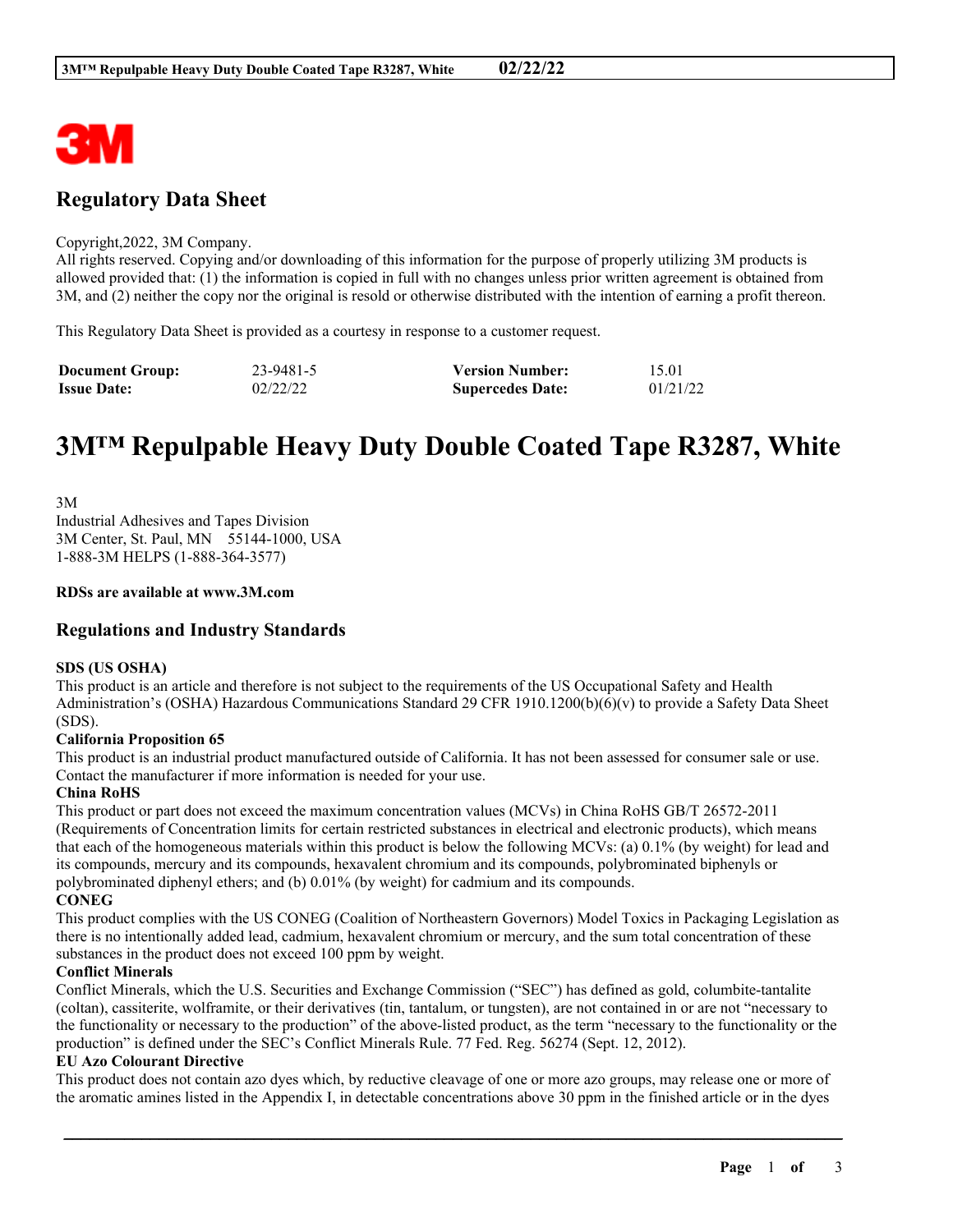## Regulatory Data Sheet

Copyright,2022, 3M Company.
All rights reserved. Copying and/or downloading of this information for the purpose of properly utilizing 3M products is allowed provided that: (1) the information is copied in full with no changes unless prior written agreement is obtained from 3M, and (2) neither the copy nor the original is resold or otherwise distributed with the intention of earning a profit thereon.

This Regulatory Data Sheet is provided as a courtesy in response to a customer request.

| | | | |
|---|---|---|---|
| **Document Group:** | 23-9481-5 | **Version Number:** | 15.01 |
| **Issue Date:** | 02/22/22 | **Supercedes Date:** | 01/21/22 |

# 3M™ Repulpable Heavy Duty Double Coated Tape R3287, White

3M
Industrial Adhesives and Tapes Division
3M Center, St. Paul, MN 55144-1000, USA
1-888-3M HELPS (1-888-364-3577)

**RDSs are available at www.3M.com**

## Regulations and Industry Standards

**SDS (US OSHA)**
This product is an article and therefore is not subject to the requirements of the US Occupational Safety and Health Administration's (OSHA) Hazardous Communications Standard 29 CFR 1910.1200(b)(6)(v) to provide a Safety Data Sheet (SDS).

**California Proposition 65**
This product is an industrial product manufactured outside of California. It has not been assessed for consumer sale or use. Contact the manufacturer if more information is needed for your use.

**China RoHS**
This product or part does not exceed the maximum concentration values (MCVs) in China RoHS GB/T 26572-2011 (Requirements of Concentration limits for certain restricted substances in electrical and electronic products), which means that each of the homogeneous materials within this product is below the following MCVs: (a) 0.1% (by weight) for lead and its compounds, mercury and its compounds, hexavalent chromium and its compounds, polybrominated biphenyls or polybrominated diphenyl ethers; and (b) 0.01% (by weight) for cadmium and its compounds.

**CONEG**
This product complies with the US CONEG (Coalition of Northeastern Governors) Model Toxics in Packaging Legislation as there is no intentionally added lead, cadmium, hexavalent chromium or mercury, and the sum total concentration of these substances in the product does not exceed 100 ppm by weight.

**Conflict Minerals**
Conflict Minerals, which the U.S. Securities and Exchange Commission ("SEC") has defined as gold, columbite-tantalite (coltan), cassiterite, wolframite, or their derivatives (tin, tantalum, or tungsten), are not contained in or are not "necessary to the functionality or necessary to the production" of the above-listed product, as the term "necessary to the functionality or the production" is defined under the SEC's Conflict Minerals Rule. 77 Fed. Reg. 56274 (Sept. 12, 2012).

**EU Azo Colourant Directive**
This product does not contain azo dyes which, by reductive cleavage of one or more azo groups, may release one or more of the aromatic amines listed in the Appendix I, in detectable concentrations above 30 ppm in the finished article or in the dyes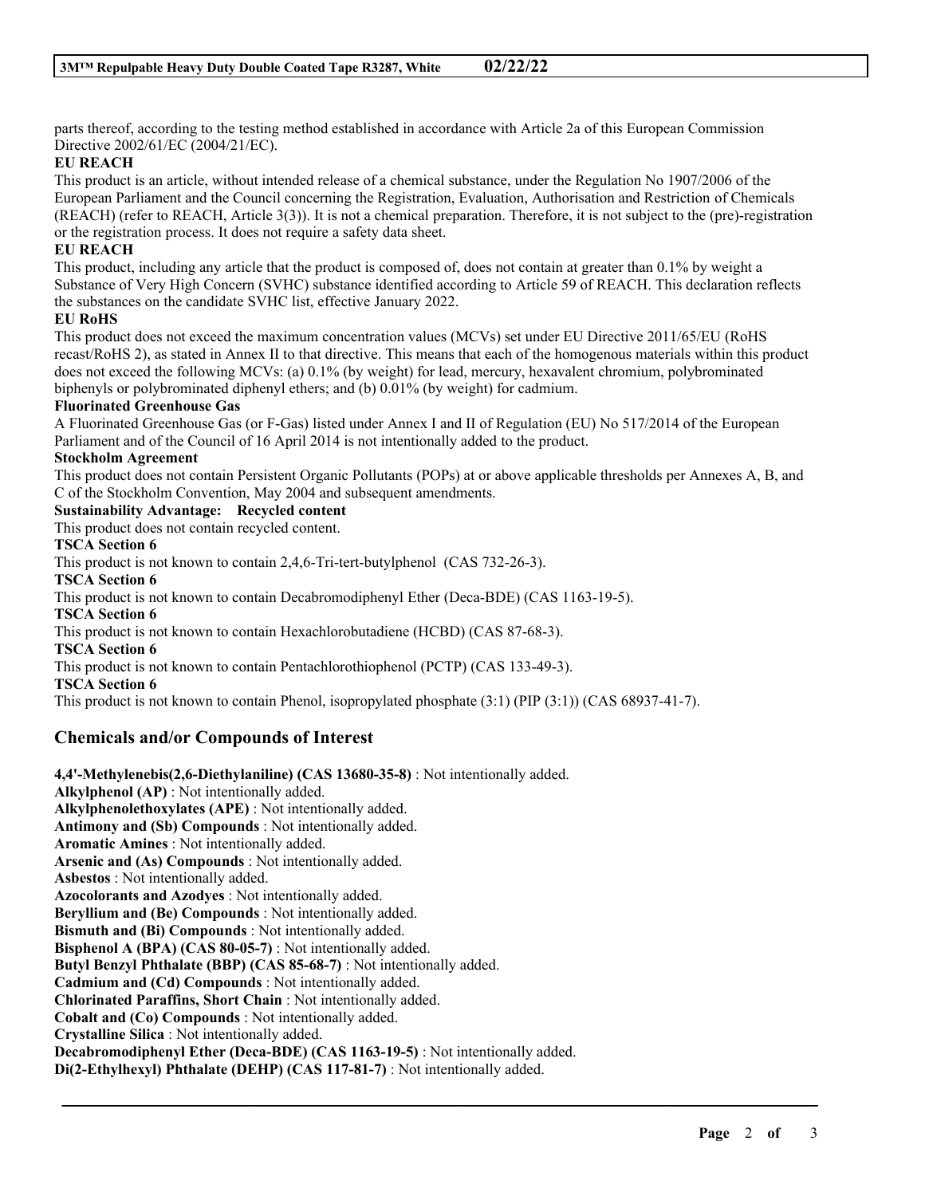parts thereof, according to the testing method established in accordance with Article 2a of this European Commission Directive 2002/61/EC (2004/21/EC).

**EU REACH**

This product is an article, without intended release of a chemical substance, under the Regulation No 1907/2006 of the European Parliament and the Council concerning the Registration, Evaluation, Authorisation and Restriction of Chemicals (REACH) (refer to REACH, Article 3(3)). It is not a chemical preparation. Therefore, it is not subject to the (pre)-registration or the registration process. It does not require a safety data sheet.

**EU REACH**

This product, including any article that the product is composed of, does not contain at greater than 0.1% by weight a Substance of Very High Concern (SVHC) substance identified according to Article 59 of REACH. This declaration reflects the substances on the candidate SVHC list, effective January 2022.

**EU RoHS**

This product does not exceed the maximum concentration values (MCVs) set under EU Directive 2011/65/EU (RoHS recast/RoHS 2), as stated in Annex II to that directive. This means that each of the homogenous materials within this product does not exceed the following MCVs: (a) 0.1% (by weight) for lead, mercury, hexavalent chromium, polybrominated biphenyls or polybrominated diphenyl ethers; and (b) 0.01% (by weight) for cadmium.

**Fluorinated Greenhouse Gas**

A Fluorinated Greenhouse Gas (or F-Gas) listed under Annex I and II of Regulation (EU) No 517/2014 of the European Parliament and of the Council of 16 April 2014 is not intentionally added to the product.

**Stockholm Agreement**

This product does not contain Persistent Organic Pollutants (POPs) at or above applicable thresholds per Annexes A, B, and C of the Stockholm Convention, May 2004 and subsequent amendments.

**Sustainability Advantage: Recycled content**

This product does not contain recycled content.

**TSCA Section 6**

This product is not known to contain 2,4,6-Tri-tert-butylphenol (CAS 732-26-3).

**TSCA Section 6**

This product is not known to contain Decabromodiphenyl Ether (Deca-BDE) (CAS 1163-19-5).

**TSCA Section 6**

This product is not known to contain Hexachlorobutadiene (HCBD) (CAS 87-68-3).

**TSCA Section 6**

This product is not known to contain Pentachlorothiophenol (PCTP) (CAS 133-49-3).

**TSCA Section 6**

This product is not known to contain Phenol, isopropylated phosphate (3:1) (PIP (3:1)) (CAS 68937-41-7).

## Chemicals and/or Compounds of Interest

**4,4'-Methylenebis(2,6-Diethylaniline) (CAS 13680-35-8)** : Not intentionally added.
**Alkylphenol (AP)** : Not intentionally added.
**Alkylphenolethoxylates (APE)** : Not intentionally added.
**Antimony and (Sb) Compounds** : Not intentionally added.
**Aromatic Amines** : Not intentionally added.
**Arsenic and (As) Compounds** : Not intentionally added.
**Asbestos** : Not intentionally added.
**Azocolorants and Azodyes** : Not intentionally added.
**Beryllium and (Be) Compounds** : Not intentionally added.
**Bismuth and (Bi) Compounds** : Not intentionally added.
**Bisphenol A (BPA) (CAS 80-05-7)** : Not intentionally added.
**Butyl Benzyl Phthalate (BBP) (CAS 85-68-7)** : Not intentionally added.
**Cadmium and (Cd) Compounds** : Not intentionally added.
**Chlorinated Paraffins, Short Chain** : Not intentionally added.
**Cobalt and (Co) Compounds** : Not intentionally added.
**Crystalline Silica** : Not intentionally added.
**Decabromodiphenyl Ether (Deca-BDE) (CAS 1163-19-5)** : Not intentionally added.
**Di(2-Ethylhexyl) Phthalate (DEHP) (CAS 117-81-7)** : Not intentionally added.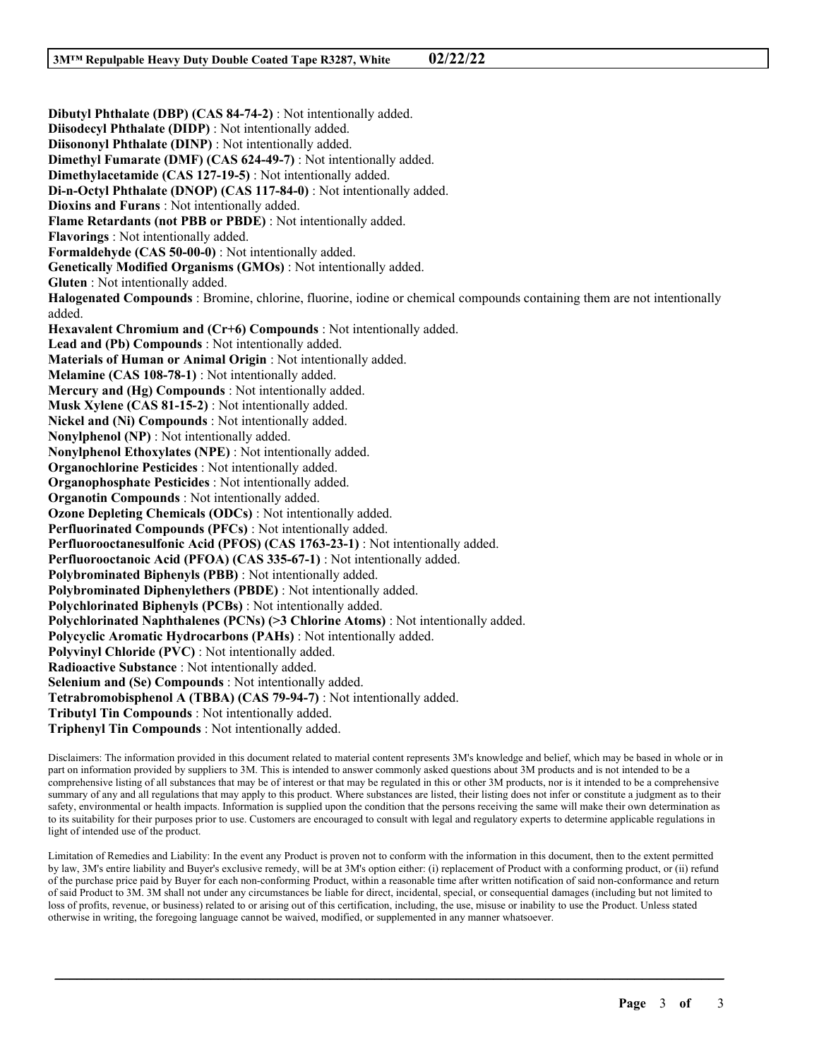**Dibutyl Phthalate (DBP) (CAS 84-74-2)** : Not intentionally added.
**Diisodecyl Phthalate (DIDP)** : Not intentionally added.
**Diisononyl Phthalate (DINP)** : Not intentionally added.
**Dimethyl Fumarate (DMF) (CAS 624-49-7)** : Not intentionally added.
**Dimethylacetamide (CAS 127-19-5)** : Not intentionally added.
**Di-n-Octyl Phthalate (DNOP) (CAS 117-84-0)** : Not intentionally added.
**Dioxins and Furans** : Not intentionally added.
**Flame Retardants (not PBB or PBDE)** : Not intentionally added.
**Flavorings** : Not intentionally added.
**Formaldehyde (CAS 50-00-0)** : Not intentionally added.
**Genetically Modified Organisms (GMOs)** : Not intentionally added.
**Gluten** : Not intentionally added.
**Halogenated Compounds** : Bromine, chlorine, fluorine, iodine or chemical compounds containing them are not intentionally added.
**Hexavalent Chromium and (Cr+6) Compounds** : Not intentionally added.
**Lead and (Pb) Compounds** : Not intentionally added.
**Materials of Human or Animal Origin** : Not intentionally added.
**Melamine (CAS 108-78-1)** : Not intentionally added.
**Mercury and (Hg) Compounds** : Not intentionally added.
**Musk Xylene (CAS 81-15-2)** : Not intentionally added.
**Nickel and (Ni) Compounds** : Not intentionally added.
**Nonylphenol (NP)** : Not intentionally added.
**Nonylphenol Ethoxylates (NPE)** : Not intentionally added.
**Organochlorine Pesticides** : Not intentionally added.
**Organophosphate Pesticides** : Not intentionally added.
**Organotin Compounds** : Not intentionally added.
**Ozone Depleting Chemicals (ODCs)** : Not intentionally added.
**Perfluorinated Compounds (PFCs)** : Not intentionally added.
**Perfluorooctanesulfonic Acid (PFOS) (CAS 1763-23-1)** : Not intentionally added.
**Perfluorooctanoic Acid (PFOA) (CAS 335-67-1)** : Not intentionally added.
**Polybrominated Biphenyls (PBB)** : Not intentionally added.
**Polybrominated Diphenylethers (PBDE)** : Not intentionally added.
**Polychlorinated Biphenyls (PCBs)** : Not intentionally added.
**Polychlorinated Naphthalenes (PCNs) (>3 Chlorine Atoms)** : Not intentionally added.
**Polycyclic Aromatic Hydrocarbons (PAHs)** : Not intentionally added.
**Polyvinyl Chloride (PVC)** : Not intentionally added.
**Radioactive Substance** : Not intentionally added.
**Selenium and (Se) Compounds** : Not intentionally added.
**Tetrabromobisphenol A (TBBA) (CAS 79-94-7)** : Not intentionally added.
**Tributyl Tin Compounds** : Not intentionally added.
**Triphenyl Tin Compounds** : Not intentionally added.

Disclaimers: The information provided in this document related to material content represents 3M's knowledge and belief, which may be based in whole or in part on information provided by suppliers to 3M. This is intended to answer commonly asked questions about 3M products and is not intended to be a comprehensive listing of all substances that may be of interest or that may be regulated in this or other 3M products, nor is it intended to be a comprehensive summary of any and all regulations that may apply to this product. Where substances are listed, their listing does not infer or constitute a judgment as to their safety, environmental or health impacts. Information is supplied upon the condition that the persons receiving the same will make their own determination as to its suitability for their purposes prior to use. Customers are encouraged to consult with legal and regulatory experts to determine applicable regulations in light of intended use of the product.

Limitation of Remedies and Liability: In the event any Product is proven not to conform with the information in this document, then to the extent permitted by law, 3M's entire liability and Buyer's exclusive remedy, will be at 3M's option either: (i) replacement of Product with a conforming product, or (ii) refund of the purchase price paid by Buyer for each non-conforming Product, within a reasonable time after written notification of said non-conformance and return of said Product to 3M. 3M shall not under any circumstances be liable for direct, incidental, special, or consequential damages (including but not limited to loss of profits, revenue, or business) related to or arising out of this certification, including, the use, misuse or inability to use the Product. Unless stated otherwise in writing, the foregoing language cannot be waived, modified, or supplemented in any manner whatsoever.